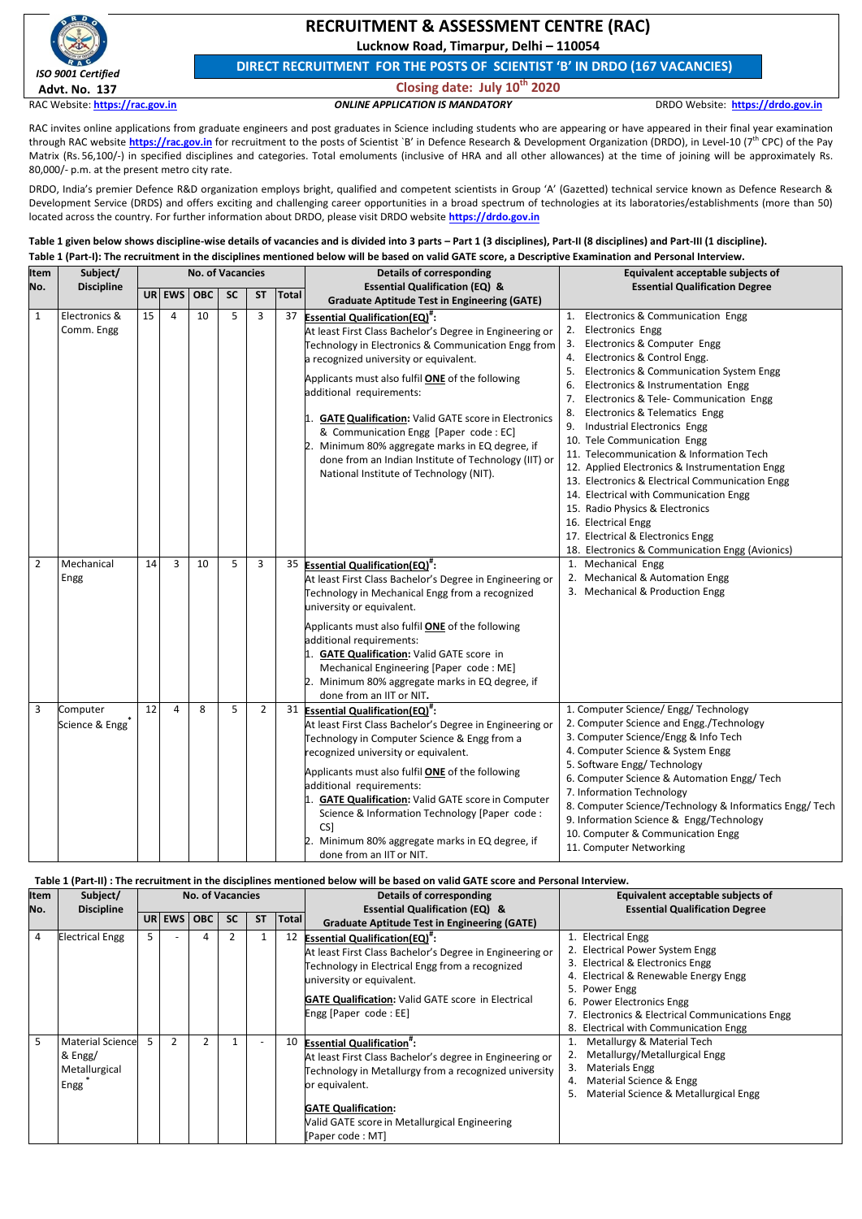# RECRUITMENT & ASSESSMENT CENTRE (RAC)

**Lucknow Road, Timarpur, Delhi – 110054**

*ISO 9001 Certified*

**Advt. No. 137**

## DIRECT RECRUITMENT FOR THE POSTS OF SCIENTIST 'B' IN DRDO (167 VACANCIES)

**Closing date: July 10th 2020**

RAC Website: **https://rac.gov.in** — ***ONLINE APPLICATION IS MANDATORY*** — DRDO Website: **https://drdo.gov.in**

RAC invites online applications from graduate engineers and post graduates in Science including students who are appearing or have appeared in their final year examination through RAC website **https://rac.gov.in** for recruitment to the posts of Scientist `B' in Defence Research & Development Organization (DRDO), in Level-10 (7th CPC) of the Pay Matrix (Rs. 56,100/-) in specified disciplines and categories. Total emoluments (inclusive of HRA and all other allowances) at the time of joining will be approximately Rs. 80,000/- p.m. at the present metro city rate.

DRDO, India's premier Defence R&D organization employs bright, qualified and competent scientists in Group 'A' (Gazetted) technical service known as Defence Research & Development Service (DRDS) and offers exciting and challenging career opportunities in a broad spectrum of technologies at its laboratories/establishments (more than 50) located across the country. For further information about DRDO, please visit DRDO website **https://drdo.gov.in**

**Table 1 given below shows discipline-wise details of vacancies and is divided into 3 parts – Part 1 (3 disciplines), Part-II (8 disciplines) and Part-III (1 discipline).**

**Table 1 (Part-I): The recruitment in the disciplines mentioned below will be based on valid GATE score, a Descriptive Examination and Personal Interview.**

| Item No. | Subject/ Discipline | No. of Vacancies | | | | | | Details of corresponding Essential Qualification (EQ) & Graduate Aptitude Test in Engineering (GATE) | Equivalent acceptable subjects of Essential Qualification Degree |
|---|---|---|---|---|---|---|---|---|---|
| | | UR | EWS | OBC | SC | ST | Total | | |
| 1 | Electronics & Comm. Engg | 15 | 4 | 10 | 5 | 3 | 37 | **Essential Qualification(EQ)#:** At least First Class Bachelor's Degree in Engineering or Technology in Electronics & Communication Engg from a recognized university or equivalent. Applicants must also fulfil **ONE** of the following additional requirements: 1. **GATE Qualification:** Valid GATE score in Electronics & Communication Engg [Paper code : EC] 2. Minimum 80% aggregate marks in EQ degree, if done from an Indian Institute of Technology (IIT) or National Institute of Technology (NIT). | 1. Electronics & Communication Engg 2. Electronics Engg 3. Electronics & Computer Engg 4. Electronics & Control Engg. 5. Electronics & Communication System Engg 6. Electronics & Instrumentation Engg 7. Electronics & Tele- Communication Engg 8. Electronics & Telematics Engg 9. Industrial Electronics Engg 10. Tele Communication Engg 11. Telecommunication & Information Tech 12. Applied Electronics & Instrumentation Engg 13. Electronics & Electrical Communication Engg 14. Electrical with Communication Engg 15. Radio Physics & Electronics 16. Electrical Engg 17. Electrical & Electronics Engg 18. Electronics & Communication Engg (Avionics) |
| 2 | Mechanical Engg | 14 | 3 | 10 | 5 | 3 | 35 | **Essential Qualification(EQ)#:** At least First Class Bachelor's Degree in Engineering or Technology in Mechanical Engg from a recognized university or equivalent. Applicants must also fulfil **ONE** of the following additional requirements: 1. **GATE Qualification:** Valid GATE score in Mechanical Engineering [Paper code : ME] 2. Minimum 80% aggregate marks in EQ degree, if done from an IIT or NIT. | 1. Mechanical Engg 2. Mechanical & Automation Engg 3. Mechanical & Production Engg |
| 3 | Computer Science & Engg* | 12 | 4 | 8 | 5 | 2 | 31 | **Essential Qualification(EQ)#:** At least First Class Bachelor's Degree in Engineering or Technology in Computer Science & Engg from a recognized university or equivalent. Applicants must also fulfil **ONE** of the following additional requirements: 1. **GATE Qualification:** Valid GATE score in Computer Science & Information Technology [Paper code : CS] 2. Minimum 80% aggregate marks in EQ degree, if done from an IIT or NIT. | 1. Computer Science/ Engg/ Technology 2. Computer Science and Engg./Technology 3. Computer Science/Engg & Info Tech 4. Computer Science & System Engg 5. Software Engg/ Technology 6. Computer Science & Automation Engg/ Tech 7. Information Technology 8. Computer Science/Technology & Informatics Engg/ Tech 9. Information Science & Engg/Technology 10. Computer & Communication Engg 11. Computer Networking |

**Table 1 (Part-II) : The recruitment in the disciplines mentioned below will be based on valid GATE score and Personal Interview.**

| Item No. | Subject/ Discipline | No. of Vacancies | | | | | | Details of corresponding Essential Qualification (EQ) & Graduate Aptitude Test in Engineering (GATE) | Equivalent acceptable subjects of Essential Qualification Degree |
|---|---|---|---|---|---|---|---|---|---|
| | | UR | EWS | OBC | SC | ST | Total | | |
| 4 | Electrical Engg | 5 | - | 4 | 2 | 1 | 12 | **Essential Qualification(EQ)#:** At least First Class Bachelor's Degree in Engineering or Technology in Electrical Engg from a recognized university or equivalent. **GATE Qualification:** Valid GATE score in Electrical Engg [Paper code : EE] | 1. Electrical Engg 2. Electrical Power System Engg 3. Electrical & Electronics Engg 4. Electrical & Renewable Energy Engg 5. Power Engg 6. Power Electronics Engg 7. Electronics & Electrical Communications Engg 8. Electrical with Communication Engg |
| 5 | Material Science & Engg/ Metallurgical Engg* | 5 | 2 | 2 | 1 | - | 10 | **Essential Qualification#:** At least First Class Bachelor's degree in Engineering or Technology in Metallurgy from a recognized university or equivalent. **GATE Qualification:** Valid GATE score in Metallurgical Engineering [Paper code : MT] | 1. Metallurgy & Material Tech 2. Metallurgy/Metallurgical Engg 3. Materials Engg 4. Material Science & Engg 5. Material Science & Metallurgical Engg |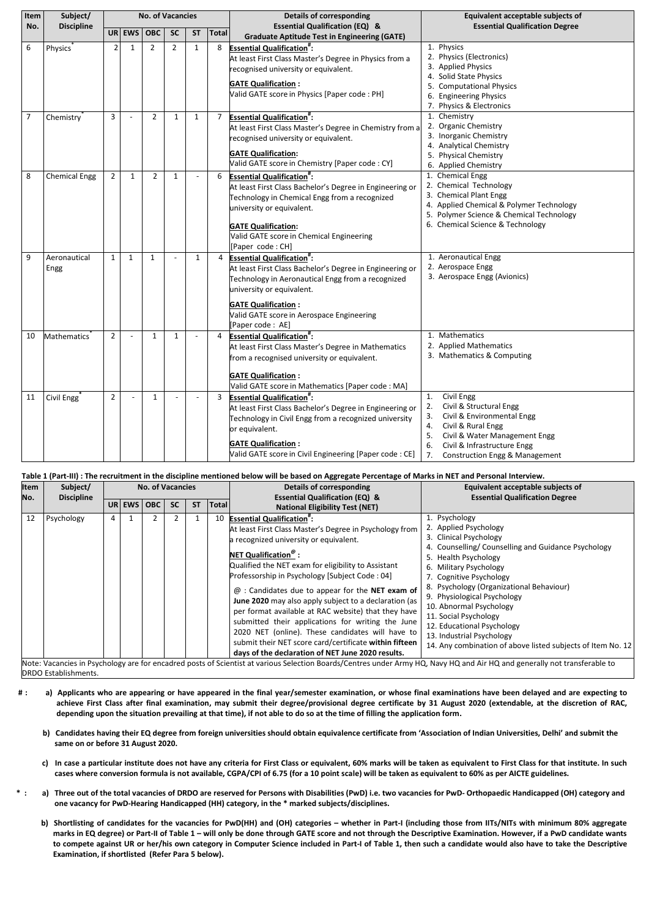| Item No. | Subject/ Discipline | No. of Vacancies | | | | | | Details of corresponding Essential Qualification (EQ) & Graduate Aptitude Test in Engineering (GATE) | Equivalent acceptable subjects of Essential Qualification Degree |
|---|---|---|---|---|---|---|---|---|---|
| | | UR | EWS | OBC | SC | ST | Total | | |
| 6 | Physics* | 2 | 1 | 2 | 2 | 1 | 8 | **Essential Qualification#:** At least First Class Master's Degree in Physics from a recognised university or equivalent. **GATE Qualification :** Valid GATE score in Physics [Paper code : PH] | 1. Physics 2. Physics (Electronics) 3. Applied Physics 4. Solid State Physics 5. Computational Physics 6. Engineering Physics 7. Physics & Electronics |
| 7 | Chemistry* | 3 | - | 2 | 1 | 1 | 7 | **Essential Qualification#:** At least First Class Master's Degree in Chemistry from a recognised university or equivalent. **GATE Qualification:** Valid GATE score in Chemistry [Paper code : CY] | 1. Chemistry 2. Organic Chemistry 3. Inorganic Chemistry 4. Analytical Chemistry 5. Physical Chemistry 6. Applied Chemistry |
| 8 | Chemical Engg | 2 | 1 | 2 | 1 | - | 6 | **Essential Qualification#:** At least First Class Bachelor's Degree in Engineering or Technology in Chemical Engg from a recognized university or equivalent. **GATE Qualification:** Valid GATE score in Chemical Engineering [Paper code : CH] | 1. Chemical Engg 2. Chemical Technology 3. Chemical Plant Engg 4. Applied Chemical & Polymer Technology 5. Polymer Science & Chemical Technology 6. Chemical Science & Technology |
| 9 | Aeronautical Engg | 1 | 1 | 1 | - | 1 | 4 | **Essential Qualification#:** At least First Class Bachelor's Degree in Engineering or Technology in Aeronautical Engg from a recognized university or equivalent. **GATE Qualification :** Valid GATE score in Aerospace Engineering [Paper code : AE] | 1. Aeronautical Engg 2. Aerospace Engg 3. Aerospace Engg (Avionics) |
| 10 | Mathematics* | 2 | - | 1 | 1 | - | 4 | **Essential Qualification#:** At least First Class Master's Degree in Mathematics from a recognised university or equivalent. **GATE Qualification :** Valid GATE score in Mathematics [Paper code : MA] | 1. Mathematics 2. Applied Mathematics 3. Mathematics & Computing |
| 11 | Civil Engg* | 2 | - | 1 | - | - | 3 | **Essential Qualification#:** At least First Class Bachelor's Degree in Engineering or Technology in Civil Engg from a recognized university or equivalent. **GATE Qualification :** Valid GATE score in Civil Engineering [Paper code : CE] | 1. Civil Engg 2. Civil & Structural Engg 3. Civil & Environmental Engg 4. Civil & Rural Engg 5. Civil & Water Management Engg 6. Civil & Infrastructure Engg 7. Construction Engg & Management |

**Table 1 (Part-III) : The recruitment in the discipline mentioned below will be based on Aggregate Percentage of Marks in NET and Personal Interview.**

| Item No. | Subject/ Discipline | No. of Vacancies | | | | | | Details of corresponding Essential Qualification (EQ) & National Eligibility Test (NET) | Equivalent acceptable subjects of Essential Qualification Degree |
|---|---|---|---|---|---|---|---|---|---|
| | | UR | EWS | OBC | SC | ST | Total | | |
| 12 | Psychology | 4 | 1 | 2 | 2 | 1 | 10 | **Essential Qualification#:** At least First Class Master's Degree in Psychology from a recognized university or equivalent. **NET Qualification@ :** Qualified the NET exam for eligibility to Assistant Professorship in Psychology [Subject Code : 04] @ : Candidates due to appear for the **NET exam of June 2020** may also apply subject to a declaration (as per format available at RAC website) that they have submitted their applications for writing the June 2020 NET (online). These candidates will have to submit their NET score card/certificate **within fifteen days of the declaration of NET June 2020 results.** | 1. Psychology 2. Applied Psychology 3. Clinical Psychology 4. Counselling/ Counselling and Guidance Psychology 5. Health Psychology 6. Military Psychology 7. Cognitive Psychology 8. Psychology (Organizational Behaviour) 9. Physiological Psychology 10. Abnormal Psychology 11. Social Psychology 12. Educational Psychology 13. Industrial Psychology 14. Any combination of above listed subjects of Item No. 12 |

Note: Vacancies in Psychology are for encadred posts of Scientist at various Selection Boards/Centres under Army HQ, Navy HQ and Air HQ and generally not transferable to DRDO Establishments.

**# :**

**a) Applicants who are appearing or have appeared in the final year/semester examination, or whose final examinations have been delayed and are expecting to achieve First Class after final examination, may submit their degree/provisional degree certificate by 31 August 2020 (extendable, at the discretion of RAC, depending upon the situation prevailing at that time), if not able to do so at the time of filling the application form.**

**b) Candidates having their EQ degree from foreign universities should obtain equivalence certificate from 'Association of Indian Universities, Delhi' and submit the same on or before 31 August 2020.**

**c) In case a particular institute does not have any criteria for First Class or equivalent, 60% marks will be taken as equivalent to First Class for that institute. In such cases where conversion formula is not available, CGPA/CPI of 6.75 (for a 10 point scale) will be taken as equivalent to 60% as per AICTE guidelines.**

**\* :**

**a) Three out of the total vacancies of DRDO are reserved for Persons with Disabilities (PwD) i.e. two vacancies for PwD- Orthopaedic Handicapped (OH) category and one vacancy for PwD-Hearing Handicapped (HH) category, in the * marked subjects/disciplines.**

**b) Shortlisting of candidates for the vacancies for PwD(HH) and (OH) categories – whether in Part-I (including those from IITs/NITs with minimum 80% aggregate marks in EQ degree) or Part-II of Table 1 – will only be done through GATE score and not through the Descriptive Examination. However, if a PwD candidate wants to compete against UR or her/his own category in Computer Science included in Part-I of Table 1, then such a candidate would also have to take the Descriptive Examination, if shortlisted (Refer Para 5 below).**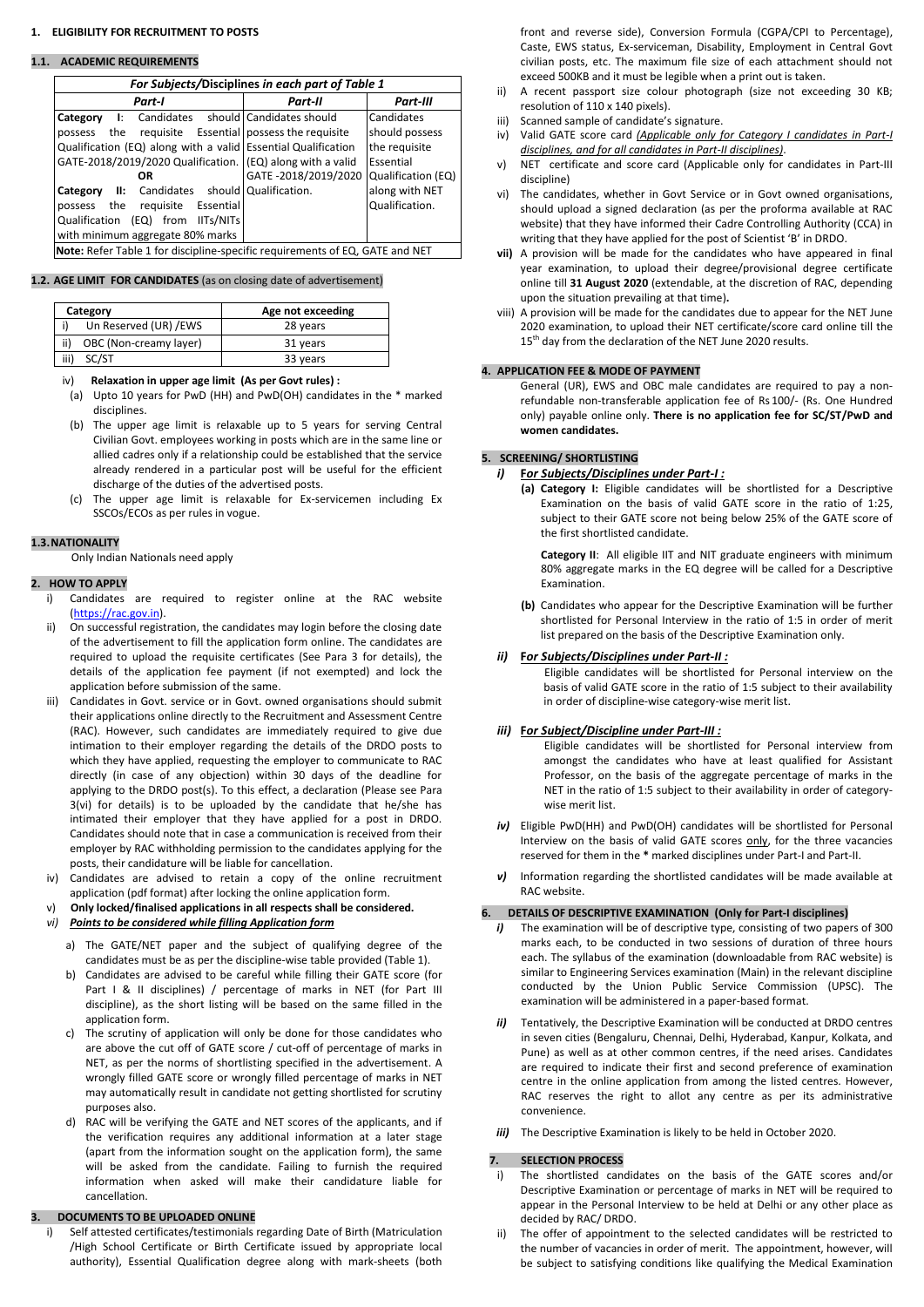## 1. ELIGIBILITY FOR RECRUITMENT TO POSTS

### 1.1. ACADEMIC REQUIREMENTS

| *For Subjects/Disciplines in each part of Table 1* | | |
|---|---|---|
| ***Part-I*** | ***Part-II*** | ***Part-III*** |
| **Category I**: Candidates should possess the requisite Essential Qualification (EQ) along with a valid GATE-2018/2019/2020 Qualification. **OR** **Category II:** Candidates should possess the requisite Essential Qualification (EQ) from IITs/NITs with minimum aggregate 80% marks | Candidates should possess the requisite Essential Qualification (EQ) along with a valid GATE -2018/2019/2020 Qualification. | Candidates should possess the requisite Essential Qualification (EQ) along with NET Qualification. |
| **Note:** Refer Table 1 for discipline-specific requirements of EQ, GATE and NET | | |

### 1.2. AGE LIMIT FOR CANDIDATES (as on closing date of advertisement)

| Category | Age not exceeding |
|---|---|
| i) Un Reserved (UR) /EWS | 28 years |
| ii) OBC (Non-creamy layer) | 31 years |
| iii) SC/ST | 33 years |

iv) **Relaxation in upper age limit (As per Govt rules) :**

(a) Upto 10 years for PwD (HH) and PwD(OH) candidates in the * marked disciplines.

(b) The upper age limit is relaxable up to 5 years for serving Central Civilian Govt. employees working in posts which are in the same line or allied cadres only if a relationship could be established that the service already rendered in a particular post will be useful for the efficient discharge of the duties of the advertised posts.

(c) The upper age limit is relaxable for Ex-servicemen including Ex SSCOs/ECOs as per rules in vogue.

### 1.3. NATIONALITY

Only Indian Nationals need apply

## 2. HOW TO APPLY

i) Candidates are required to register online at the RAC website (https://rac.gov.in).

ii) On successful registration, the candidates may login before the closing date of the advertisement to fill the application form online. The candidates are required to upload the requisite certificates (See Para 3 for details), the details of the application fee payment (if not exempted) and lock the application before submission of the same.

iii) Candidates in Govt. service or in Govt. owned organisations should submit their applications online directly to the Recruitment and Assessment Centre (RAC). However, such candidates are immediately required to give due intimation to their employer regarding the details of the DRDO posts to which they have applied, requesting the employer to communicate to RAC directly (in case of any objection) within 30 days of the deadline for applying to the DRDO post(s). To this effect, a declaration (Please see Para 3(vi) for details) is to be uploaded by the candidate that he/she has intimated their employer that they have applied for a post in DRDO. Candidates should note that in case a communication is received from their employer by RAC withholding permission to the candidates applying for the posts, their candidature will be liable for cancellation.

iv) Candidates are advised to retain a copy of the online recruitment application (pdf format) after locking the online application form.

v) **Only locked/finalised applications in all respects shall be considered.**

*vi)* ***Points to be considered while filling Application form***

a) The GATE/NET paper and the subject of qualifying degree of the candidates must be as per the discipline-wise table provided (Table 1).

b) Candidates are advised to be careful while filling their GATE score (for Part I & II disciplines) / percentage of marks in NET (for Part III discipline), as the short listing will be based on the same filled in the application form.

c) The scrutiny of application will only be done for those candidates who are above the cut off of GATE score / cut-off of percentage of marks in NET, as per the norms of shortlisting specified in the advertisement. A wrongly filled GATE score or wrongly filled percentage of marks in NET may automatically result in candidate not getting shortlisted for scrutiny purposes also.

d) RAC will be verifying the GATE and NET scores of the applicants, and if the verification requires any additional information at a later stage (apart from the information sought on the application form), the same will be asked from the candidate. Failing to furnish the required information when asked will make their candidature liable for cancellation.

## 3. DOCUMENTS TO BE UPLOADED ONLINE

i) Self attested certificates/testimonials regarding Date of Birth (Matriculation /High School Certificate or Birth Certificate issued by appropriate local authority), Essential Qualification degree along with mark-sheets (both front and reverse side), Conversion Formula (CGPA/CPI to Percentage), Caste, EWS status, Ex-serviceman, Disability, Employment in Central Govt civilian posts, etc. The maximum file size of each attachment should not exceed 500KB and it must be legible when a print out is taken.

ii) A recent passport size colour photograph (size not exceeding 30 KB; resolution of 110 x 140 pixels).

iii) Scanned sample of candidate's signature.

iv) Valid GATE score card *(Applicable only for Category I candidates in Part-I disciplines, and for all candidates in Part-II disciplines)*.

v) NET certificate and score card (Applicable only for candidates in Part-III discipline)

vi) The candidates, whether in Govt Service or in Govt owned organisations, should upload a signed declaration (as per the proforma available at RAC website) that they have informed their Cadre Controlling Authority (CCA) in writing that they have applied for the post of Scientist 'B' in DRDO.

**vii)** A provision will be made for the candidates who have appeared in final year examination, to upload their degree/provisional degree certificate online till **31 August 2020** (extendable, at the discretion of RAC, depending upon the situation prevailing at that time)**.**

viii) A provision will be made for the candidates due to appear for the NET June 2020 examination, to upload their NET certificate/score card online till the 15th day from the declaration of the NET June 2020 results.

## 4. APPLICATION FEE & MODE OF PAYMENT

General (UR), EWS and OBC male candidates are required to pay a non-refundable non-transferable application fee of Rs 100/- (Rs. One Hundred only) payable online only. **There is no application fee for SC/ST/PwD and women candidates.**

## 5. SCREENING/ SHORTLISTING

*i)* ***For Subjects/Disciplines under Part-I :***

**(a) Category I:** Eligible candidates will be shortlisted for a Descriptive Examination on the basis of valid GATE score in the ratio of 1:25, subject to their GATE score not being below 25% of the GATE score of the first shortlisted candidate.

**Category II**: All eligible IIT and NIT graduate engineers with minimum 80% aggregate marks in the EQ degree will be called for a Descriptive Examination.

**(b)** Candidates who appear for the Descriptive Examination will be further shortlisted for Personal Interview in the ratio of 1:5 in order of merit list prepared on the basis of the Descriptive Examination only.

*ii)* ***For Subjects/Disciplines under Part-II :***

Eligible candidates will be shortlisted for Personal interview on the basis of valid GATE score in the ratio of 1:5 subject to their availability in order of discipline-wise category-wise merit list.

*iii)* ***For Subject/Discipline under Part-III :***

Eligible candidates will be shortlisted for Personal interview from amongst the candidates who have at least qualified for Assistant Professor, on the basis of the aggregate percentage of marks in the NET in the ratio of 1:5 subject to their availability in order of category-wise merit list.

*iv)* Eligible PwD(HH) and PwD(OH) candidates will be shortlisted for Personal Interview on the basis of valid GATE scores only, for the three vacancies reserved for them in the * marked disciplines under Part-I and Part-II.

*v)* Information regarding the shortlisted candidates will be made available at RAC website.

## 6. DETAILS OF DESCRIPTIVE EXAMINATION (Only for Part-I disciplines)

*i)* The examination will be of descriptive type, consisting of two papers of 300 marks each, to be conducted in two sessions of duration of three hours each. The syllabus of the examination (downloadable from RAC website) is similar to Engineering Services examination (Main) in the relevant discipline conducted by the Union Public Service Commission (UPSC). The examination will be administered in a paper-based format.

*ii)* Tentatively, the Descriptive Examination will be conducted at DRDO centres in seven cities (Bengaluru, Chennai, Delhi, Hyderabad, Kanpur, Kolkata, and Pune) as well as at other common centres, if the need arises. Candidates are required to indicate their first and second preference of examination centre in the online application from among the listed centres. However, RAC reserves the right to allot any centre as per its administrative convenience.

*iii)* The Descriptive Examination is likely to be held in October 2020.

## 7. SELECTION PROCESS

i) The shortlisted candidates on the basis of the GATE scores and/or Descriptive Examination or percentage of marks in NET will be required to appear in the Personal Interview to be held at Delhi or any other place as decided by RAC/ DRDO.

ii) The offer of appointment to the selected candidates will be restricted to the number of vacancies in order of merit. The appointment, however, will be subject to satisfying conditions like qualifying the Medical Examination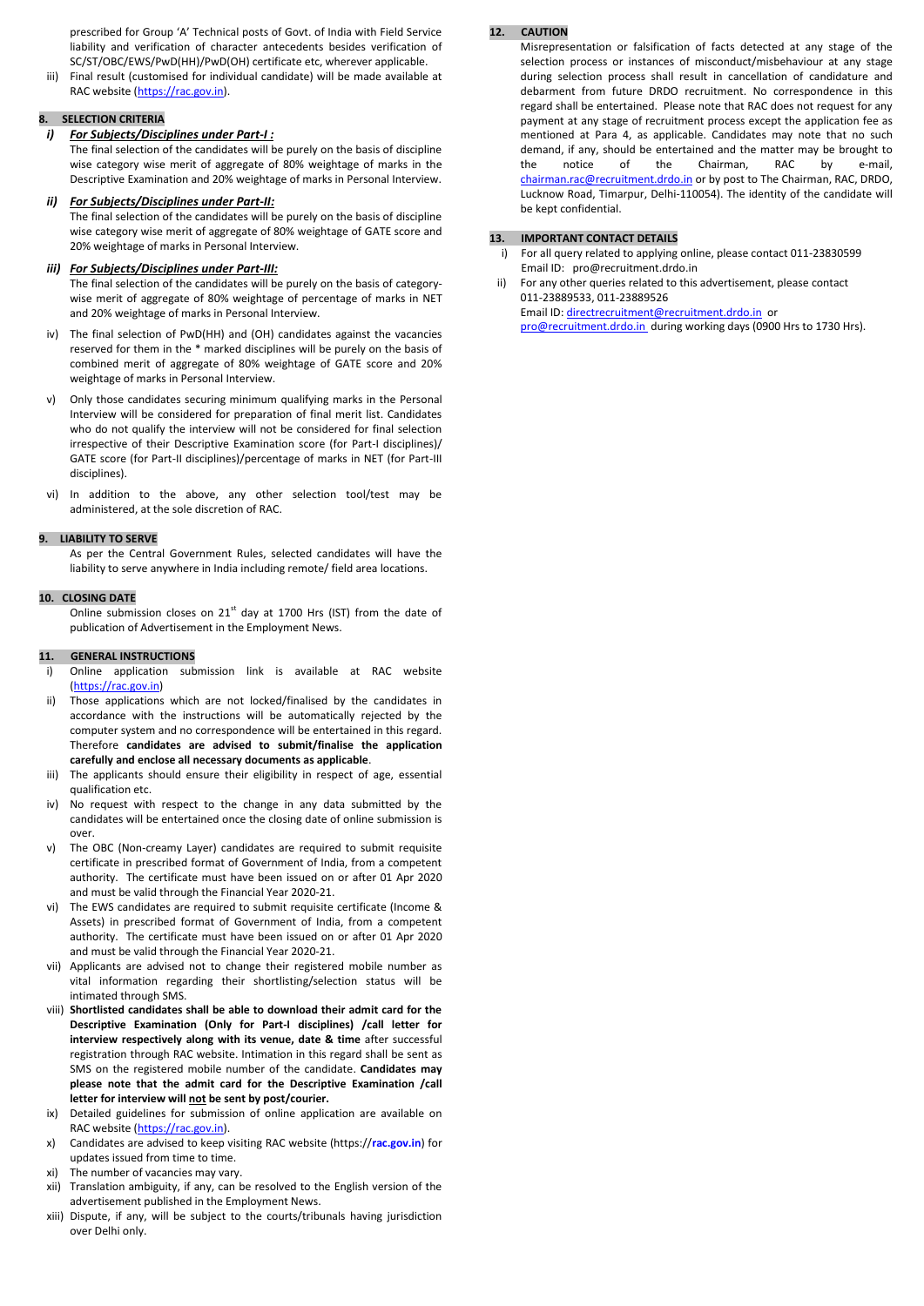prescribed for Group 'A' Technical posts of Govt. of India with Field Service liability and verification of character antecedents besides verification of SC/ST/OBC/EWS/PwD(HH)/PwD(OH) certificate etc, wherever applicable.

iii) Final result (customised for individual candidate) will be made available at RAC website (https://rac.gov.in).

## 8. SELECTION CRITERIA

***i) For Subjects/Disciplines under Part-I :***

The final selection of the candidates will be purely on the basis of discipline wise category wise merit of aggregate of 80% weightage of marks in the Descriptive Examination and 20% weightage of marks in Personal Interview.

***ii) For Subjects/Disciplines under Part-II:***

The final selection of the candidates will be purely on the basis of discipline wise category wise merit of aggregate of 80% weightage of GATE score and 20% weightage of marks in Personal Interview.

***iii) For Subjects/Disciplines under Part-III:***

The final selection of the candidates will be purely on the basis of category-wise merit of aggregate of 80% weightage of percentage of marks in NET and 20% weightage of marks in Personal Interview.

iv) The final selection of PwD(HH) and (OH) candidates against the vacancies reserved for them in the * marked disciplines will be purely on the basis of combined merit of aggregate of 80% weightage of GATE score and 20% weightage of marks in Personal Interview.

v) Only those candidates securing minimum qualifying marks in the Personal Interview will be considered for preparation of final merit list. Candidates who do not qualify the interview will not be considered for final selection irrespective of their Descriptive Examination score (for Part-I disciplines)/ GATE score (for Part-II disciplines)/percentage of marks in NET (for Part-III disciplines).

vi) In addition to the above, any other selection tool/test may be administered, at the sole discretion of RAC.

## 9. LIABILITY TO SERVE

As per the Central Government Rules, selected candidates will have the liability to serve anywhere in India including remote/ field area locations.

## 10. CLOSING DATE

Online submission closes on 21st day at 1700 Hrs (IST) from the date of publication of Advertisement in the Employment News.

## 11. GENERAL INSTRUCTIONS

i) Online application submission link is available at RAC website (https://rac.gov.in)

ii) Those applications which are not locked/finalised by the candidates in accordance with the instructions will be automatically rejected by the computer system and no correspondence will be entertained in this regard. Therefore **candidates are advised to submit/finalise the application carefully and enclose all necessary documents as applicable**.

iii) The applicants should ensure their eligibility in respect of age, essential qualification etc.

iv) No request with respect to the change in any data submitted by the candidates will be entertained once the closing date of online submission is over.

v) The OBC (Non-creamy Layer) candidates are required to submit requisite certificate in prescribed format of Government of India, from a competent authority. The certificate must have been issued on or after 01 Apr 2020 and must be valid through the Financial Year 2020-21.

vi) The EWS candidates are required to submit requisite certificate (Income & Assets) in prescribed format of Government of India, from a competent authority. The certificate must have been issued on or after 01 Apr 2020 and must be valid through the Financial Year 2020-21.

vii) Applicants are advised not to change their registered mobile number as vital information regarding their shortlisting/selection status will be intimated through SMS.

viii) **Shortlisted candidates shall be able to download their admit card for the Descriptive Examination (Only for Part-I disciplines) /call letter for interview respectively along with its venue, date & time** after successful registration through RAC website. Intimation in this regard shall be sent as SMS on the registered mobile number of the candidate. **Candidates may please note that the admit card for the Descriptive Examination /call letter for interview will <u>not</u> be sent by post/courier.**

ix) Detailed guidelines for submission of online application are available on RAC website (https://rac.gov.in).

x) Candidates are advised to keep visiting RAC website (https://**rac.gov.in**) for updates issued from time to time.

xi) The number of vacancies may vary.

xii) Translation ambiguity, if any, can be resolved to the English version of the advertisement published in the Employment News.

xiii) Dispute, if any, will be subject to the courts/tribunals having jurisdiction over Delhi only.

## 12. CAUTION

Misrepresentation or falsification of facts detected at any stage of the selection process or instances of misconduct/misbehaviour at any stage during selection process shall result in cancellation of candidature and debarment from future DRDO recruitment. No correspondence in this regard shall be entertained. Please note that RAC does not request for any payment at any stage of recruitment process except the application fee as mentioned at Para 4, as applicable. Candidates may note that no such demand, if any, should be entertained and the matter may be brought to the notice of the Chairman, RAC by e-mail, chairman.rac@recruitment.drdo.in or by post to The Chairman, RAC, DRDO, Lucknow Road, Timarpur, Delhi-110054). The identity of the candidate will be kept confidential.

## 13. IMPORTANT CONTACT DETAILS

i) For all query related to applying online, please contact 011-23830599
Email ID: pro@recruitment.drdo.in

ii) For any other queries related to this advertisement, please contact 011-23889533, 011-23889526
Email ID: directrecruitment@recruitment.drdo.in or pro@recruitment.drdo.in during working days (0900 Hrs to 1730 Hrs).